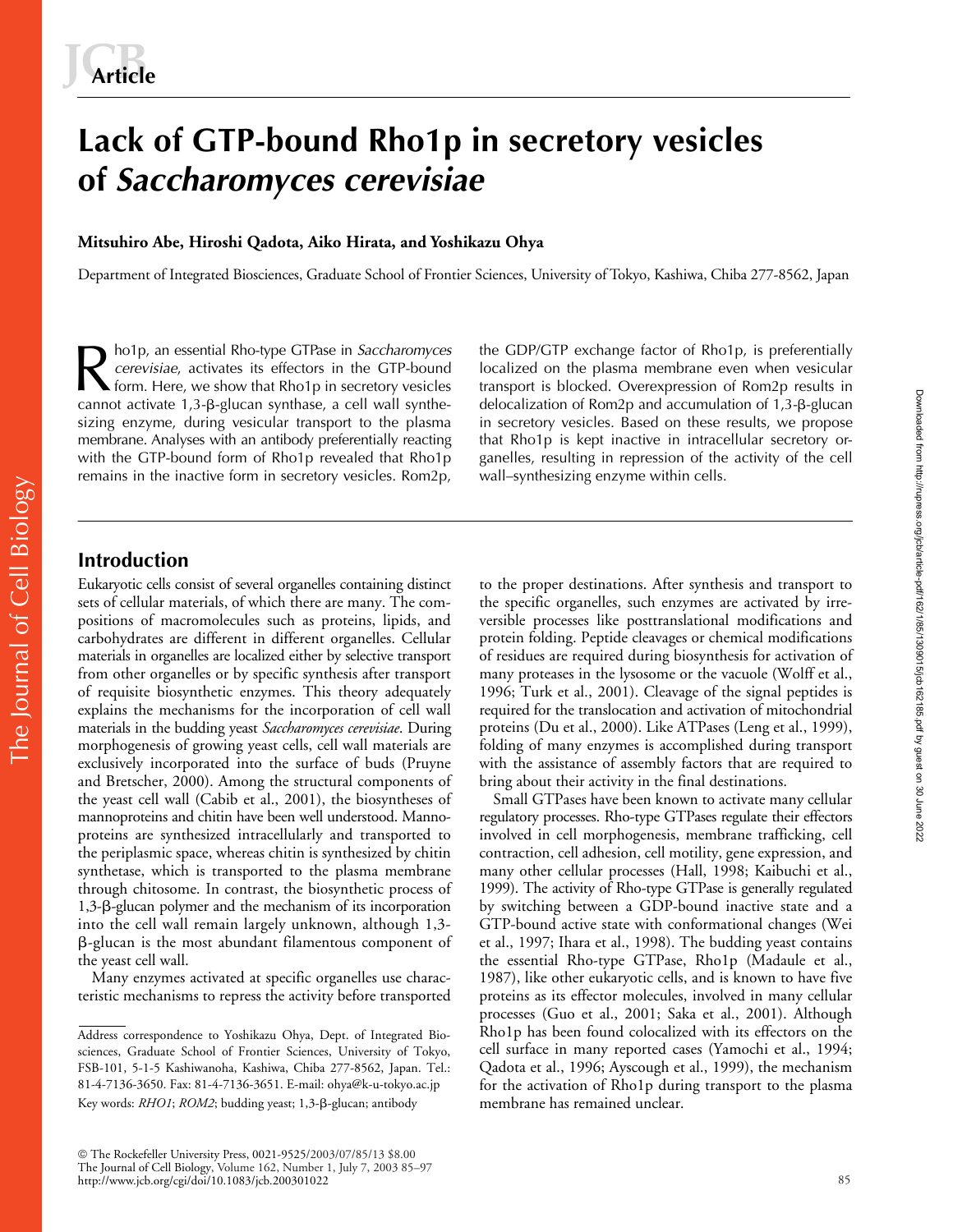# Lack of GTP-bound Rho1p in secretory vesicles of *Saccharomyces cerevisiae*

**Mitsuhiro Abe, Hiroshi Qadota, Aiko Hirata, and Yoshikazu Ohya**

Department of Integrated Biosciences, Graduate School of Frontier Sciences, University of Tokyo, Kashiwa, Chiba 277-8562, Japan

Rho1p, an essential Rho-type GTPase in *Saccharomyces cerevisiae*, activates its effectors in the GTP-bound form. Here, we show that Rho1p in secretory vesicles cannot activate 1,3-β-glucan synthase, a cell wall synthesizing enzyme, during vesicular transport to the plasma membrane. Analyses with an antibody preferentially reacting with the GTP-bound form of Rho1p revealed that Rho1p remains in the inactive form in secretory vesicles. Rom2p, the GDP/GTP exchange factor of Rho1p, is preferentially localized on the plasma membrane even when vesicular transport is blocked. Overexpression of Rom2p results in delocalization of Rom2p and accumulation of 1,3-β-glucan in secretory vesicles. Based on these results, we propose that Rho1p is kept inactive in intracellular secretory organelles, resulting in repression of the activity of the cell wall–synthesizing enzyme within cells.

## Introduction

Eukaryotic cells consist of several organelles containing distinct sets of cellular materials, of which there are many. The compositions of macromolecules such as proteins, lipids, and carbohydrates are different in different organelles. Cellular materials in organelles are localized either by selective transport from other organelles or by specific synthesis after transport of requisite biosynthetic enzymes. This theory adequately explains the mechanisms for the incorporation of cell wall materials in the budding yeast *Saccharomyces cerevisiae*. During morphogenesis of growing yeast cells, cell wall materials are exclusively incorporated into the surface of buds (Pruyne and Bretscher, 2000). Among the structural components of the yeast cell wall (Cabib et al., 2001), the biosyntheses of mannoproteins and chitin have been well understood. Mannoproteins are synthesized intracellularly and transported to the periplasmic space, whereas chitin is synthesized by chitin synthetase, which is transported to the plasma membrane through chitosome. In contrast, the biosynthetic process of 1,3-β-glucan polymer and the mechanism of its incorporation into the cell wall remain largely unknown, although 1,3-β-glucan is the most abundant filamentous component of the yeast cell wall.

Many enzymes activated at specific organelles use characteristic mechanisms to repress the activity before transported to the proper destinations. After synthesis and transport to the specific organelles, such enzymes are activated by irreversible processes like posttranslational modifications and protein folding. Peptide cleavages or chemical modifications of residues are required during biosynthesis for activation of many proteases in the lysosome or the vacuole (Wolff et al., 1996; Turk et al., 2001). Cleavage of the signal peptides is required for the translocation and activation of mitochondrial proteins (Du et al., 2000). Like ATPases (Leng et al., 1999), folding of many enzymes is accomplished during transport with the assistance of assembly factors that are required to bring about their activity in the final destinations.

Small GTPases have been known to activate many cellular regulatory processes. Rho-type GTPases regulate their effectors involved in cell morphogenesis, membrane trafficking, cell contraction, cell adhesion, cell motility, gene expression, and many other cellular processes (Hall, 1998; Kaibuchi et al., 1999). The activity of Rho-type GTPase is generally regulated by switching between a GDP-bound inactive state and a GTP-bound active state with conformational changes (Wei et al., 1997; Ihara et al., 1998). The budding yeast contains the essential Rho-type GTPase, Rho1p (Madaule et al., 1987), like other eukaryotic cells, and is known to have five proteins as its effector molecules, involved in many cellular processes (Guo et al., 2001; Saka et al., 2001). Although Rho1p has been found colocalized with its effectors on the cell surface in many reported cases (Yamochi et al., 1994; Qadota et al., 1996; Ayscough et al., 1999), the mechanism for the activation of Rho1p during transport to the plasma membrane has remained unclear.

Address correspondence to Yoshikazu Ohya, Dept. of Integrated Biosciences, Graduate School of Frontier Sciences, University of Tokyo, FSB-101, 5-1-5 Kashiwanoha, Kashiwa, Chiba 277-8562, Japan. Tel.: 81-4-7136-3650. Fax: 81-4-7136-3651. E-mail: ohya@k-u-tokyo.ac.jp

Key words: *RHO1*; *ROM2*; budding yeast; 1,3-β-glucan; antibody

© The Rockefeller University Press, 0021-9525/2003/07/85/13 $8.00
The Journal of Cell Biology, Volume 162, Number 1, July 7, 2003 85–97
http://www.jcb.org/cgi/doi/10.1083/jcb.200301022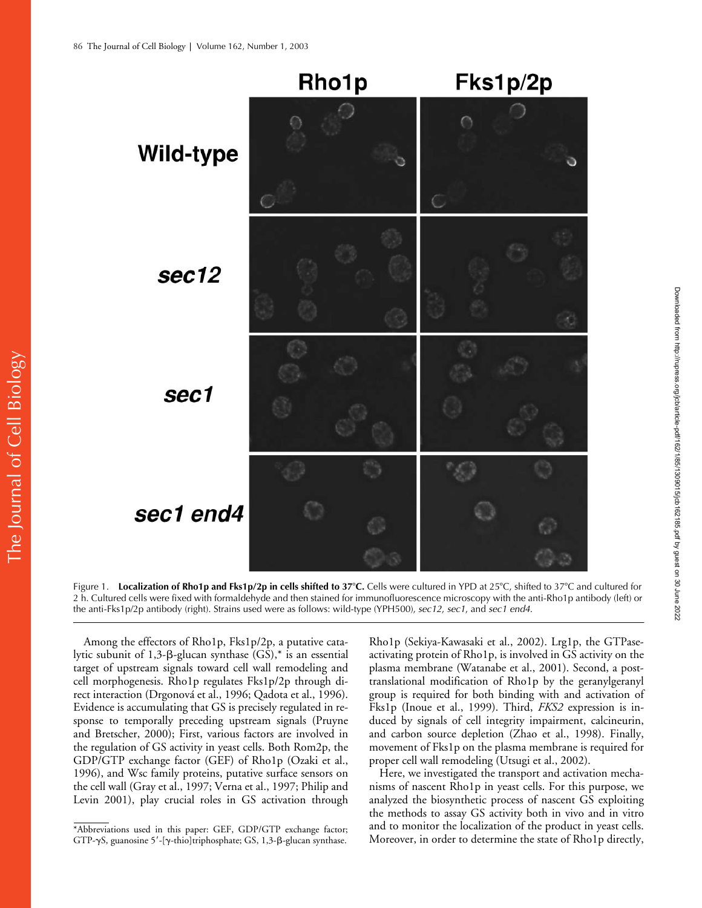Figure 1. **Localization of Rho1p and Fks1p/2p in cells shifted to 37°C.** Cells were cultured in YPD at 25°C, shifted to 37°C and cultured for 2 h. Cultured cells were fixed with formaldehyde and then stained for immunofluorescence microscopy with the anti-Rho1p antibody (left) or the anti-Fks1p/2p antibody (right). Strains used were as follows: wild-type (YPH500), *sec12*, *sec1*, and *sec1 end4*.

Among the effectors of Rho1p, Fks1p/2p, a putative catalytic subunit of 1,3-β-glucan synthase (GS),* is an essential target of upstream signals toward cell wall remodeling and cell morphogenesis. Rho1p regulates Fks1p/2p through direct interaction (Drgonová et al., 1996; Qadota et al., 1996). Evidence is accumulating that GS is precisely regulated in response to temporally preceding upstream signals (Pruyne and Bretscher, 2000); First, various factors are involved in the regulation of GS activity in yeast cells. Both Rom2p, the GDP/GTP exchange factor (GEF) of Rho1p (Ozaki et al., 1996), and Wsc family proteins, putative surface sensors on the cell wall (Gray et al., 1997; Verna et al., 1997; Philip and Levin 2001), play crucial roles in GS activation through Rho1p (Sekiya-Kawasaki et al., 2002). Lrg1p, the GTPase-activating protein of Rho1p, is involved in GS activity on the plasma membrane (Watanabe et al., 2001). Second, a post-translational modification of Rho1p by the geranylgeranyl group is required for both binding with and activation of Fks1p (Inoue et al., 1999). Third, *FKS2* expression is induced by signals of cell integrity impairment, calcineurin, and carbon source depletion (Zhao et al., 1998). Finally, movement of Fks1p on the plasma membrane is required for proper cell wall remodeling (Utsugi et al., 2002).

Here, we investigated the transport and activation mechanisms of nascent Rho1p in yeast cells. For this purpose, we analyzed the biosynthetic process of nascent GS exploiting the methods to assay GS activity both in vivo and in vitro and to monitor the localization of the product in yeast cells. Moreover, in order to determine the state of Rho1p directly,

*Abbreviations used in this paper: GEF, GDP/GTP exchange factor; GTP-γS, guanosine 5′-[γ-thio]triphosphate; GS, 1,3-β-glucan synthase.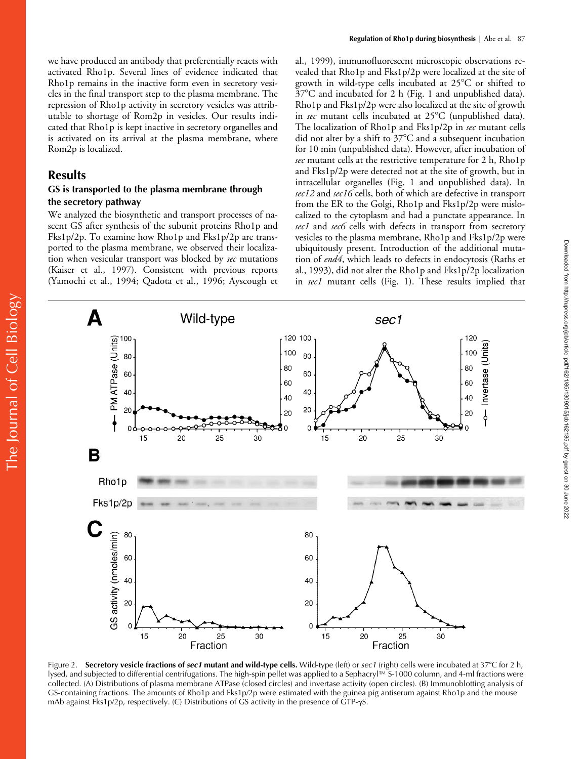we have produced an antibody that preferentially reacts with activated Rho1p. Several lines of evidence indicated that Rho1p remains in the inactive form even in secretory vesicles in the final transport step to the plasma membrane. The repression of Rho1p activity in secretory vesicles was attributable to shortage of Rom2p in vesicles. Our results indicated that Rho1p is kept inactive in secretory organelles and is activated on its arrival at the plasma membrane, where Rom2p is localized.

## Results

### GS is transported to the plasma membrane through the secretory pathway

We analyzed the biosynthetic and transport processes of nascent GS after synthesis of the subunit proteins Rho1p and Fks1p/2p. To examine how Rho1p and Fks1p/2p are transported to the plasma membrane, we observed their localization when vesicular transport was blocked by *sec* mutations (Kaiser et al., 1997). Consistent with previous reports (Yamochi et al., 1994; Qadota et al., 1996; Ayscough et al., 1999), immunofluorescent microscopic observations revealed that Rho1p and Fks1p/2p were localized at the site of growth in wild-type cells incubated at 25°C or shifted to 37°C and incubated for 2 h (Fig. 1 and unpublished data). Rho1p and Fks1p/2p were also localized at the site of growth in *sec* mutant cells incubated at 25°C (unpublished data). The localization of Rho1p and Fks1p/2p in *sec* mutant cells did not alter by a shift to 37°C and a subsequent incubation for 10 min (unpublished data). However, after incubation of *sec* mutant cells at the restrictive temperature for 2 h, Rho1p and Fks1p/2p were detected not at the site of growth, but in intracellular organelles (Fig. 1 and unpublished data). In *sec12* and *sec16* cells, both of which are defective in transport from the ER to the Golgi, Rho1p and Fks1p/2p were mislocalized to the cytoplasm and had a punctate appearance. In *sec1* and *sec6* cells with defects in transport from secretory vesicles to the plasma membrane, Rho1p and Fks1p/2p were ubiquitously present. Introduction of the additional mutation of *end4*, which leads to defects in endocytosis (Raths et al., 1993), did not alter the Rho1p and Fks1p/2p localization in *sec1* mutant cells (Fig. 1). These results implied that

Figure 2. **Secretory vesicle fractions of *sec1* mutant and wild-type cells.** Wild-type (left) or *sec1* (right) cells were incubated at 37°C for 2 h, lysed, and subjected to differential centrifugations. The high-spin pellet was applied to a Sephacryl™ S-1000 column, and 4-ml fractions were collected. (A) Distributions of plasma membrane ATPase (closed circles) and invertase activity (open circles). (B) Immunoblotting analysis of GS-containing fractions. The amounts of Rho1p and Fks1p/2p were estimated with the guinea pig antiserum against Rho1p and the mouse mAb against Fks1p/2p, respectively. (C) Distributions of GS activity in the presence of GTP-γS.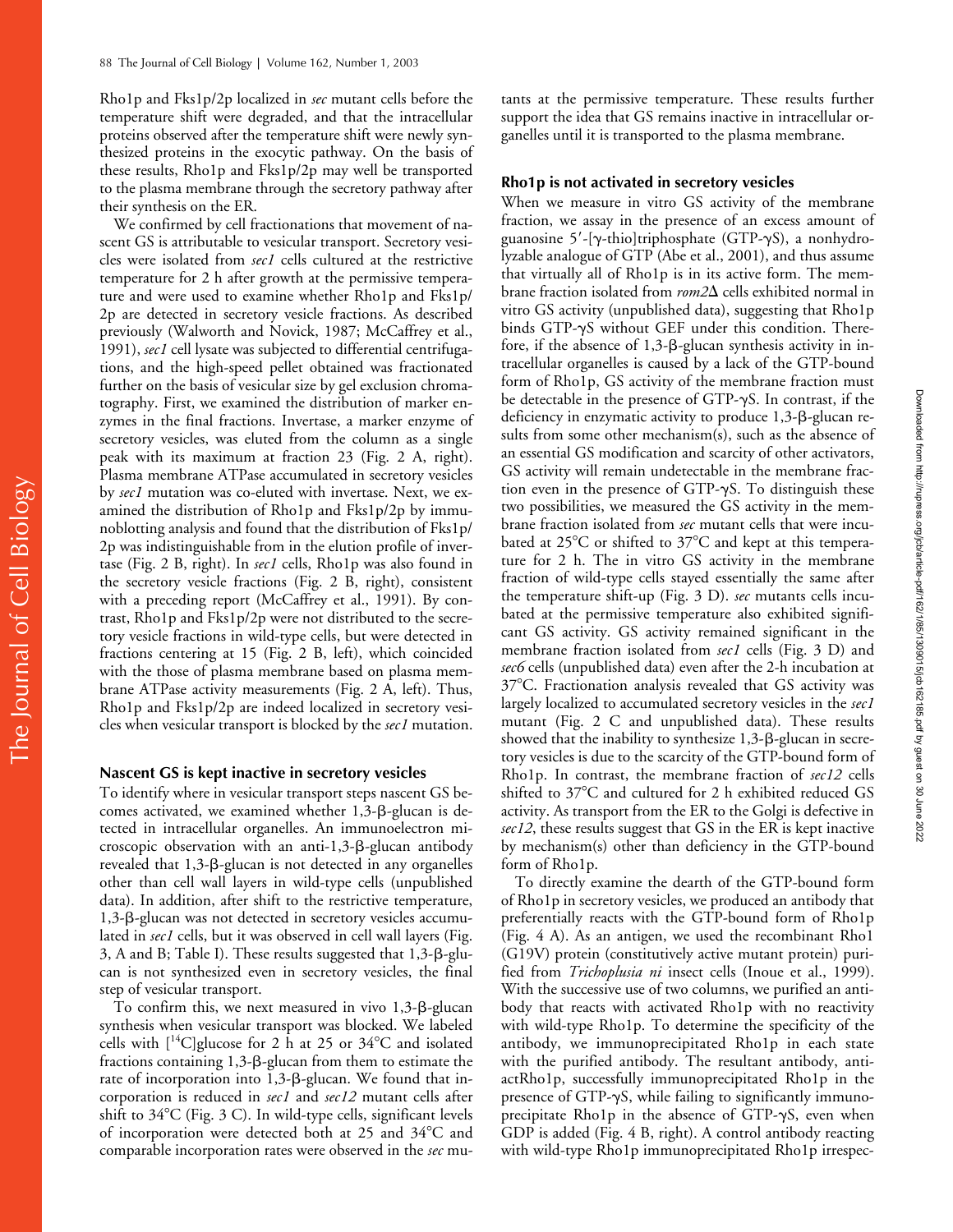Rho1p and Fks1p/2p localized in *sec* mutant cells before the temperature shift were degraded, and that the intracellular proteins observed after the temperature shift were newly synthesized proteins in the exocytic pathway. On the basis of these results, Rho1p and Fks1p/2p may well be transported to the plasma membrane through the secretory pathway after their synthesis on the ER.

We confirmed by cell fractionations that movement of nascent GS is attributable to vesicular transport. Secretory vesicles were isolated from *sec1* cells cultured at the restrictive temperature for 2 h after growth at the permissive temperature and were used to examine whether Rho1p and Fks1p/2p are detected in secretory vesicle fractions. As described previously (Walworth and Novick, 1987; McCaffrey et al., 1991), *sec1* cell lysate was subjected to differential centrifugations, and the high-speed pellet obtained was fractionated further on the basis of vesicular size by gel exclusion chromatography. First, we examined the distribution of marker enzymes in the final fractions. Invertase, a marker enzyme of secretory vesicles, was eluted from the column as a single peak with its maximum at fraction 23 (Fig. 2 A, right). Plasma membrane ATPase accumulated in secretory vesicles by *sec1* mutation was co-eluted with invertase. Next, we examined the distribution of Rho1p and Fks1p/2p by immunoblotting analysis and found that the distribution of Fks1p/2p was indistinguishable from in the elution profile of invertase (Fig. 2 B, right). In *sec1* cells, Rho1p was also found in the secretory vesicle fractions (Fig. 2 B, right), consistent with a preceding report (McCaffrey et al., 1991). By contrast, Rho1p and Fks1p/2p were not distributed to the secretory vesicle fractions in wild-type cells, but were detected in fractions centering at 15 (Fig. 2 B, left), which coincided with the those of plasma membrane based on plasma membrane ATPase activity measurements (Fig. 2 A, left). Thus, Rho1p and Fks1p/2p are indeed localized in secretory vesicles when vesicular transport is blocked by the *sec1* mutation.

### Nascent GS is kept inactive in secretory vesicles

To identify where in vesicular transport steps nascent GS becomes activated, we examined whether 1,3-β-glucan is detected in intracellular organelles. An immunoelectron microscopic observation with an anti-1,3-β-glucan antibody revealed that 1,3-β-glucan is not detected in any organelles other than cell wall layers in wild-type cells (unpublished data). In addition, after shift to the restrictive temperature, 1,3-β-glucan was not detected in secretory vesicles accumulated in *sec1* cells, but it was observed in cell wall layers (Fig. 3, A and B; Table I). These results suggested that 1,3-β-glucan is not synthesized even in secretory vesicles, the final step of vesicular transport.

To confirm this, we next measured in vivo 1,3-β-glucan synthesis when vesicular transport was blocked. We labeled cells with [$^{14}$C]glucose for 2 h at 25 or 34°C and isolated fractions containing 1,3-β-glucan from them to estimate the rate of incorporation into 1,3-β-glucan. We found that incorporation is reduced in *sec1* and *sec12* mutant cells after shift to 34°C (Fig. 3 C). In wild-type cells, significant levels of incorporation were detected both at 25 and 34°C and comparable incorporation rates were observed in the *sec* mutants at the permissive temperature. These results further support the idea that GS remains inactive in intracellular organelles until it is transported to the plasma membrane.

### Rho1p is not activated in secretory vesicles

When we measure in vitro GS activity of the membrane fraction, we assay in the presence of an excess amount of guanosine 5′-[γ-thio]triphosphate (GTP-γS), a nonhydrolyzable analogue of GTP (Abe et al., 2001), and thus assume that virtually all of Rho1p is in its active form. The membrane fraction isolated from *rom2*Δ cells exhibited normal in vitro GS activity (unpublished data), suggesting that Rho1p binds GTP-γS without GEF under this condition. Therefore, if the absence of 1,3-β-glucan synthesis activity in intracellular organelles is caused by a lack of the GTP-bound form of Rho1p, GS activity of the membrane fraction must be detectable in the presence of GTP-γS. In contrast, if the deficiency in enzymatic activity to produce 1,3-β-glucan results from some other mechanism(s), such as the absence of an essential GS modification and scarcity of other activators, GS activity will remain undetectable in the membrane fraction even in the presence of GTP-γS. To distinguish these two possibilities, we measured the GS activity in the membrane fraction isolated from *sec* mutant cells that were incubated at 25°C or shifted to 37°C and kept at this temperature for 2 h. The in vitro GS activity in the membrane fraction of wild-type cells stayed essentially the same after the temperature shift-up (Fig. 3 D). *sec* mutants cells incubated at the permissive temperature also exhibited significant GS activity. GS activity remained significant in the membrane fraction isolated from *sec1* cells (Fig. 3 D) and *sec6* cells (unpublished data) even after the 2-h incubation at 37°C. Fractionation analysis revealed that GS activity was largely localized to accumulated secretory vesicles in the *sec1* mutant (Fig. 2 C and unpublished data). These results showed that the inability to synthesize 1,3-β-glucan in secretory vesicles is due to the scarcity of the GTP-bound form of Rho1p. In contrast, the membrane fraction of *sec12* cells shifted to 37°C and cultured for 2 h exhibited reduced GS activity. As transport from the ER to the Golgi is defective in *sec12*, these results suggest that GS in the ER is kept inactive by mechanism(s) other than deficiency in the GTP-bound form of Rho1p.

To directly examine the dearth of the GTP-bound form of Rho1p in secretory vesicles, we produced an antibody that preferentially reacts with the GTP-bound form of Rho1p (Fig. 4 A). As an antigen, we used the recombinant Rho1 (G19V) protein (constitutively active mutant protein) purified from *Trichoplusia ni* insect cells (Inoue et al., 1999). With the successive use of two columns, we purified an antibody that reacts with activated Rho1p with no reactivity with wild-type Rho1p. To determine the specificity of the antibody, we immunoprecipitated Rho1p in each state with the purified antibody. The resultant antibody, anti-actRho1p, successfully immunoprecipitated Rho1p in the presence of GTP-γS, while failing to significantly immunoprecipitate Rho1p in the absence of GTP-γS, even when GDP is added (Fig. 4 B, right). A control antibody reacting with wild-type Rho1p immunoprecipitated Rho1p irrespec-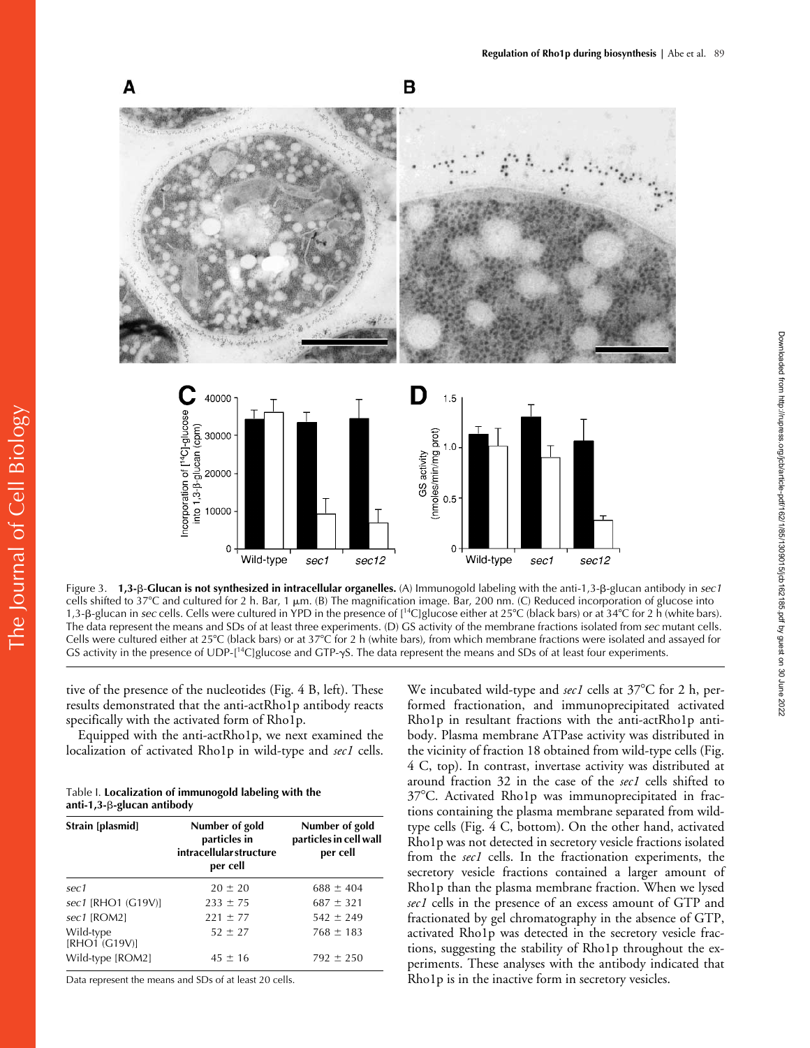Figure 3. **1,3-β-Glucan is not synthesized in intracellular organelles.** (A) Immunogold labeling with the anti-1,3-β-glucan antibody in *sec1* cells shifted to 37°C and cultured for 2 h. Bar, 1 μm. (B) The magnification image. Bar, 200 nm. (C) Reduced incorporation of glucose into 1,3-β-glucan in *sec* cells. Cells were cultured in YPD in the presence of [[14]C]glucose either at 25°C (black bars) or at 34°C for 2 h (white bars). The data represent the means and SDs of at least three experiments. (D) GS activity of the membrane fractions isolated from *sec* mutant cells. Cells were cultured either at 25°C (black bars) or at 37°C for 2 h (white bars), from which membrane fractions were isolated and assayed for GS activity in the presence of UDP-[[14]C]glucose and GTP-γS. The data represent the means and SDs of at least four experiments.

tive of the presence of the nucleotides (Fig. 4 B, left). These results demonstrated that the anti-actRho1p antibody reacts specifically with the activated form of Rho1p.

Equipped with the anti-actRho1p, we next examined the localization of activated Rho1p in wild-type and *sec1* cells.

Table I. **Localization of immunogold labeling with the anti-1,3-β-glucan antibody**

| Strain [plasmid] | Number of gold particles in intracellular structure per cell | Number of gold particles in cell wall per cell |
|---|---|---|
| *sec1* | 20 ± 20 | 688 ± 404 |
| *sec1* [RHO1 (G19V)] | 233 ± 75 | 687 ± 321 |
| *sec1* [ROM2] | 221 ± 77 | 542 ± 249 |
| Wild-type [RHO1 (G19V)] | 52 ± 27 | 768 ± 183 |
| Wild-type [ROM2] | 45 ± 16 | 792 ± 250 |

Data represent the means and SDs of at least 20 cells.

We incubated wild-type and *sec1* cells at 37°C for 2 h, performed fractionation, and immunoprecipitated activated Rho1p in resultant fractions with the anti-actRho1p antibody. Plasma membrane ATPase activity was distributed in the vicinity of fraction 18 obtained from wild-type cells (Fig. 4 C, top). In contrast, invertase activity was distributed at around fraction 32 in the case of the *sec1* cells shifted to 37°C. Activated Rho1p was immunoprecipitated in fractions containing the plasma membrane separated from wild-type cells (Fig. 4 C, bottom). On the other hand, activated Rho1p was not detected in secretory vesicle fractions isolated from the *sec1* cells. In the fractionation experiments, the secretory vesicle fractions contained a larger amount of Rho1p than the plasma membrane fraction. When we lysed *sec1* cells in the presence of an excess amount of GTP and fractionated by gel chromatography in the absence of GTP, activated Rho1p was detected in the secretory vesicle fractions, suggesting the stability of Rho1p throughout the experiments. These analyses with the antibody indicated that Rho1p is in the inactive form in secretory vesicles.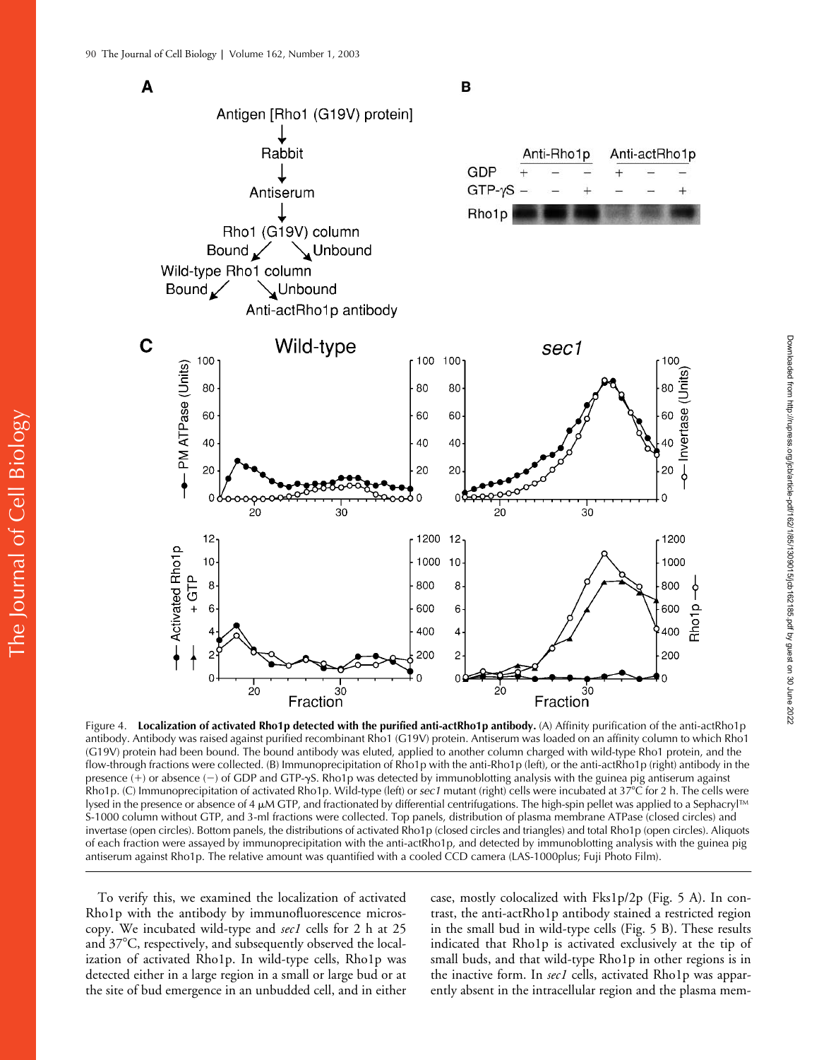Figure 4. **Localization of activated Rho1p detected with the purified anti-actRho1p antibody.** (A) Affinity purification of the anti-actRho1p antibody. Antibody was raised against purified recombinant Rho1 (G19V) protein. Antiserum was loaded on an affinity column to which Rho1 (G19V) protein had been bound. The bound antibody was eluted, applied to another column charged with wild-type Rho1 protein, and the flow-through fractions were collected. (B) Immunoprecipitation of Rho1p with the anti-Rho1p (left), or the anti-actRho1p (right) antibody in the presence (+) or absence (−) of GDP and GTP-γS. Rho1p was detected by immunoblotting analysis with the guinea pig antiserum against Rho1p. (C) Immunoprecipitation of activated Rho1p. Wild-type (left) or *sec1* mutant (right) cells were incubated at 37°C for 2 h. The cells were lysed in the presence or absence of 4 μM GTP, and fractionated by differential centrifugations. The high-spin pellet was applied to a Sephacryl™ S-1000 column without GTP, and 3-ml fractions were collected. Top panels, distribution of plasma membrane ATPase (closed circles) and invertase (open circles). Bottom panels, the distributions of activated Rho1p (closed circles and triangles) and total Rho1p (open circles). Aliquots of each fraction were assayed by immunoprecipitation with the anti-actRho1p, and detected by immunoblotting analysis with the guinea pig antiserum against Rho1p. The relative amount was quantified with a cooled CCD camera (LAS-1000plus; Fuji Photo Film).

To verify this, we examined the localization of activated Rho1p with the antibody by immunofluorescence microscopy. We incubated wild-type and *sec1* cells for 2 h at 25 and 37°C, respectively, and subsequently observed the localization of activated Rho1p. In wild-type cells, Rho1p was detected either in a large region in a small or large bud or at the site of bud emergence in an unbudded cell, and in either case, mostly colocalized with Fks1p/2p (Fig. 5 A). In contrast, the anti-actRho1p antibody stained a restricted region in the small bud in wild-type cells (Fig. 5 B). These results indicated that Rho1p is activated exclusively at the tip of small buds, and that wild-type Rho1p in other regions is in the inactive form. In *sec1* cells, activated Rho1p was apparently absent in the intracellular region and the plasma mem-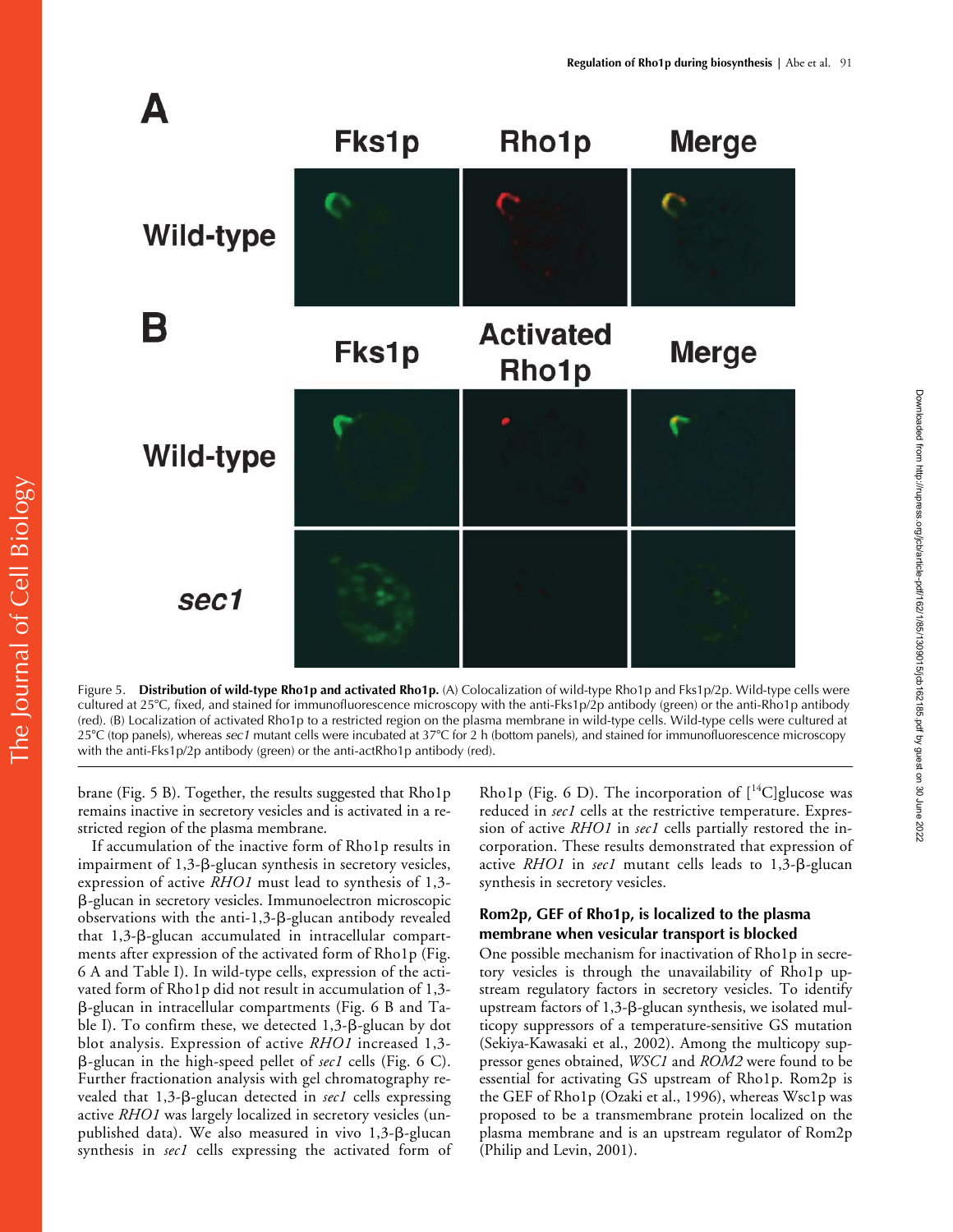Figure 5. **Distribution of wild-type Rho1p and activated Rho1p.** (A) Colocalization of wild-type Rho1p and Fks1p/2p. Wild-type cells were cultured at 25°C, fixed, and stained for immunofluorescence microscopy with the anti-Fks1p/2p antibody (green) or the anti-Rho1p antibody (red). (B) Localization of activated Rho1p to a restricted region on the plasma membrane in wild-type cells. Wild-type cells were cultured at 25°C (top panels), whereas *sec1* mutant cells were incubated at 37°C for 2 h (bottom panels), and stained for immunofluorescence microscopy with the anti-Fks1p/2p antibody (green) or the anti-actRho1p antibody (red).

brane (Fig. 5 B). Together, the results suggested that Rho1p remains inactive in secretory vesicles and is activated in a restricted region of the plasma membrane.

If accumulation of the inactive form of Rho1p results in impairment of 1,3-β-glucan synthesis in secretory vesicles, expression of active *RHO1* must lead to synthesis of 1,3-β-glucan in secretory vesicles. Immunoelectron microscopic observations with the anti-1,3-β-glucan antibody revealed that 1,3-β-glucan accumulated in intracellular compartments after expression of the activated form of Rho1p (Fig. 6 A and Table I). In wild-type cells, expression of the activated form of Rho1p did not result in accumulation of 1,3-β-glucan in intracellular compartments (Fig. 6 B and Table I). To confirm these, we detected 1,3-β-glucan by dot blot analysis. Expression of active *RHO1* increased 1,3-β-glucan in the high-speed pellet of *sec1* cells (Fig. 6 C). Further fractionation analysis with gel chromatography revealed that 1,3-β-glucan detected in *sec1* cells expressing active *RHO1* was largely localized in secretory vesicles (unpublished data). We also measured in vivo 1,3-β-glucan synthesis in *sec1* cells expressing the activated form of Rho1p (Fig. 6 D). The incorporation of [$^{14}$C]glucose was reduced in *sec1* cells at the restrictive temperature. Expression of active *RHO1* in *sec1* cells partially restored the incorporation. These results demonstrated that expression of active *RHO1* in *sec1* mutant cells leads to 1,3-β-glucan synthesis in secretory vesicles.

### Rom2p, GEF of Rho1p, is localized to the plasma membrane when vesicular transport is blocked

One possible mechanism for inactivation of Rho1p in secretory vesicles is through the unavailability of Rho1p upstream regulatory factors in secretory vesicles. To identify upstream factors of 1,3-β-glucan synthesis, we isolated multicopy suppressors of a temperature-sensitive GS mutation (Sekiya-Kawasaki et al., 2002). Among the multicopy suppressor genes obtained, *WSC1* and *ROM2* were found to be essential for activating GS upstream of Rho1p. Rom2p is the GEF of Rho1p (Ozaki et al., 1996), whereas Wsc1p was proposed to be a transmembrane protein localized on the plasma membrane and is an upstream regulator of Rom2p (Philip and Levin, 2001).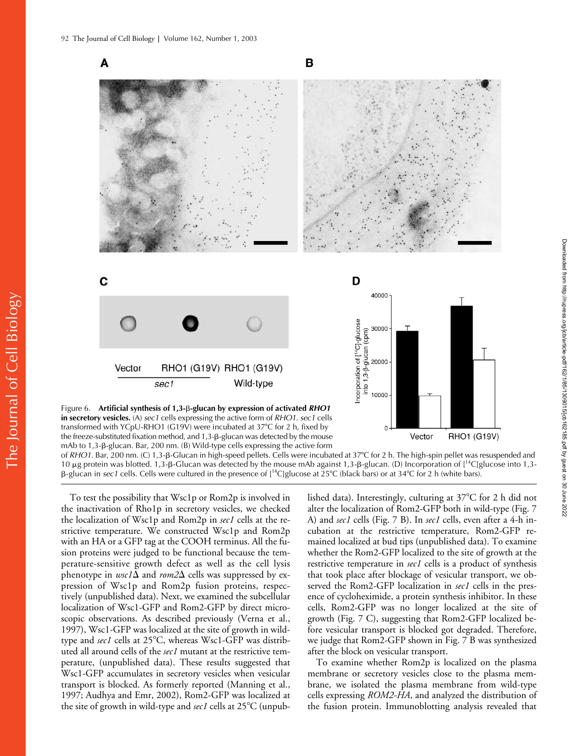Figure 6. **Artificial synthesis of 1,3-β-glucan by expression of activated *RHO1* in secretory vesicles.** (A) *sec1* cells expressing the active form of *RHO1*. *sec1* cells transformed with YCpU-RHO1 (G19V) were incubated at 37°C for 2 h, fixed by the freeze-substituted fixation method, and 1,3-β-glucan was detected by the mouse mAb to 1,3-β-glucan. Bar, 200 nm. (B) Wild-type cells expressing the active form of *RHO1*. Bar, 200 nm. (C) 1,3-β-Glucan in high-speed pellets. Cells were incubated at 37°C for 2 h. The high-spin pellet was resuspended and 10 μg protein was blotted. 1,3-β-Glucan was detected by the mouse mAb against 1,3-β-glucan. (D) Incorporation of [$^{14}$C]glucose into 1,3-β-glucan in *sec1* cells. Cells were cultured in the presence of [$^{14}$C]glucose at 25°C (black bars) or at 34°C for 2 h (white bars).

To test the possibility that Wsc1p or Rom2p is involved in the inactivation of Rho1p in secretory vesicles, we checked the localization of Wsc1p and Rom2p in *sec1* cells at the restrictive temperature. We constructed Wsc1p and Rom2p with an HA or a GFP tag at the COOH terminus. All the fusion proteins were judged to be functional because the temperature-sensitive growth defect as well as the cell lysis phenotype in *wsc1*Δ and *rom2*Δ cells was suppressed by expression of Wsc1p and Rom2p fusion proteins, respectively (unpublished data). Next, we examined the subcellular localization of Wsc1-GFP and Rom2-GFP by direct microscopic observations. As described previously (Verna et al., 1997), Wsc1-GFP was localized at the site of growth in wild-type and *sec1* cells at 25°C, whereas Wsc1-GFP was distributed all around cells of the *sec1* mutant at the restrictive temperature, (unpublished data). These results suggested that Wsc1-GFP accumulates in secretory vesicles when vesicular transport is blocked. As formerly reported (Manning et al., 1997; Audhya and Emr, 2002), Rom2-GFP was localized at the site of growth in wild-type and *sec1* cells at 25°C (unpublished data). Interestingly, culturing at 37°C for 2 h did not alter the localization of Rom2-GFP both in wild-type (Fig. 7 A) and *sec1* cells (Fig. 7 B). In *sec1* cells, even after a 4-h incubation at the restrictive temperature, Rom2-GFP remained localized at bud tips (unpublished data). To examine whether the Rom2-GFP localized to the site of growth at the restrictive temperature in *sec1* cells is a product of synthesis that took place after blockage of vesicular transport, we observed the Rom2-GFP localization in *sec1* cells in the presence of cycloheximide, a protein synthesis inhibitor. In these cells, Rom2-GFP was no longer localized at the site of growth (Fig. 7 C), suggesting that Rom2-GFP localized before vesicular transport is blocked got degraded. Therefore, we judge that Rom2-GFP shown in Fig. 7 B was synthesized after the block on vesicular transport.

To examine whether Rom2p is localized on the plasma membrane or secretory vesicles close to the plasma membrane, we isolated the plasma membrane from wild-type cells expressing *ROM2-HA*, and analyzed the distribution of the fusion protein. Immunoblotting analysis revealed that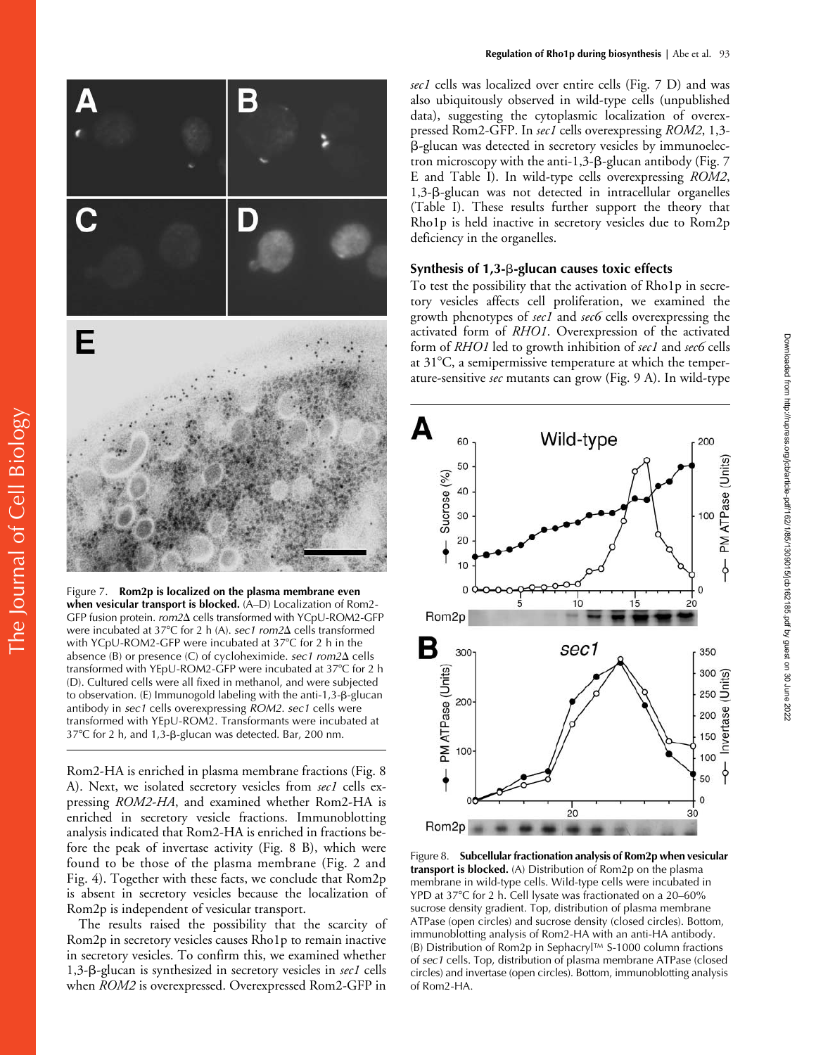Figure 7. **Rom2p is localized on the plasma membrane even when vesicular transport is blocked.** (A–D) Localization of Rom2-GFP fusion protein. *rom2Δ* cells transformed with YCpU-ROM2-GFP were incubated at 37°C for 2 h (A). *sec1 rom2Δ* cells transformed with YCpU-ROM2-GFP were incubated at 37°C for 2 h in the absence (B) or presence (C) of cycloheximide. *sec1 rom2Δ* cells transformed with YEpU-ROM2-GFP were incubated at 37°C for 2 h (D). Cultured cells were all fixed in methanol, and were subjected to observation. (E) Immunogold labeling with the anti-1,3-β-glucan antibody in *sec1* cells overexpressing *ROM2*. *sec1* cells were transformed with YEpU-ROM2. Transformants were incubated at 37°C for 2 h, and 1,3-β-glucan was detected. Bar, 200 nm.

Rom2-HA is enriched in plasma membrane fractions (Fig. 8 A). Next, we isolated secretory vesicles from *sec1* cells expressing *ROM2-HA*, and examined whether Rom2-HA is enriched in secretory vesicle fractions. Immunoblotting analysis indicated that Rom2-HA is enriched in fractions before the peak of invertase activity (Fig. 8 B), which were found to be those of the plasma membrane (Fig. 2 and Fig. 4). Together with these facts, we conclude that Rom2p is absent in secretory vesicles because the localization of Rom2p is independent of vesicular transport.

The results raised the possibility that the scarcity of Rom2p in secretory vesicles causes Rho1p to remain inactive in secretory vesicles. To confirm this, we examined whether 1,3-β-glucan is synthesized in secretory vesicles in *sec1* cells when *ROM2* is overexpressed. Overexpressed Rom2-GFP in *sec1* cells was localized over entire cells (Fig. 7 D) and was also ubiquitously observed in wild-type cells (unpublished data), suggesting the cytoplasmic localization of overexpressed Rom2-GFP. In *sec1* cells overexpressing *ROM2*, 1,3-β-glucan was detected in secretory vesicles by immunoelectron microscopy with the anti-1,3-β-glucan antibody (Fig. 7 E and Table I). In wild-type cells overexpressing *ROM2*, 1,3-β-glucan was not detected in intracellular organelles (Table I). These results further support the theory that Rho1p is held inactive in secretory vesicles due to Rom2p deficiency in the organelles.

### Synthesis of 1,3-β-glucan causes toxic effects

To test the possibility that the activation of Rho1p in secretory vesicles affects cell proliferation, we examined the growth phenotypes of *sec1* and *sec6* cells overexpressing the activated form of *RHO1*. Overexpression of the activated form of *RHO1* led to growth inhibition of *sec1* and *sec6* cells at 31°C, a semipermissive temperature at which the temperature-sensitive *sec* mutants can grow (Fig. 9 A). In wild-type

Figure 8. **Subcellular fractionation analysis of Rom2p when vesicular transport is blocked.** (A) Distribution of Rom2p on the plasma membrane in wild-type cells. Wild-type cells were incubated in YPD at 37°C for 2 h. Cell lysate was fractionated on a 20–60% sucrose density gradient. Top, distribution of plasma membrane ATPase (open circles) and sucrose density (closed circles). Bottom, immunoblotting analysis of Rom2-HA with an anti-HA antibody. (B) Distribution of Rom2p in Sephacryl™ S-1000 column fractions of *sec1* cells. Top, distribution of plasma membrane ATPase (closed circles) and invertase (open circles). Bottom, immunoblotting analysis of Rom2-HA.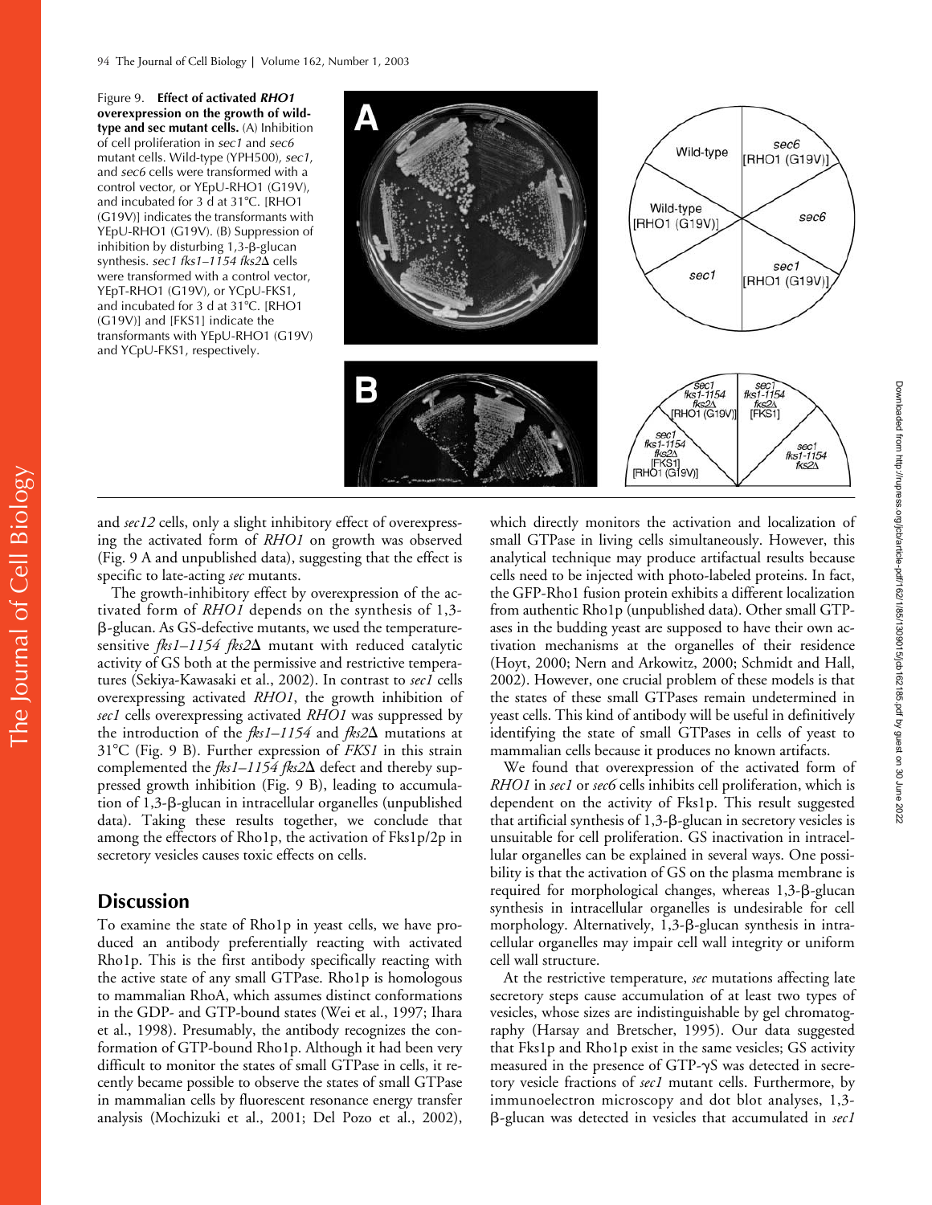Figure 9. **Effect of activated *RHO1* overexpression on the growth of wild-type and sec mutant cells.** (A) Inhibition of cell proliferation in *sec1* and *sec6* mutant cells. Wild-type (YPH500), *sec1*, and *sec6* cells were transformed with a control vector, or YEpU-RHO1 (G19V), and incubated for 3 d at 31°C. [RHO1 (G19V)] indicates the transformants with YEpU-RHO1 (G19V). (B) Suppression of inhibition by disturbing 1,3-β-glucan synthesis. *sec1 fks1–1154 fks2Δ* cells were transformed with a control vector, YEpT-RHO1 (G19V), or YCpU-FKS1, and incubated for 3 d at 31°C. [RHO1 (G19V)] and [FKS1] indicate the transformants with YEpU-RHO1 (G19V) and YCpU-FKS1, respectively.

and *sec12* cells, only a slight inhibitory effect of overexpressing the activated form of *RHO1* on growth was observed (Fig. 9 A and unpublished data), suggesting that the effect is specific to late-acting *sec* mutants.

The growth-inhibitory effect by overexpression of the activated form of *RHO1* depends on the synthesis of 1,3-β-glucan. As GS-defective mutants, we used the temperature-sensitive *fks1–1154 fks2Δ* mutant with reduced catalytic activity of GS both at the permissive and restrictive temperatures (Sekiya-Kawasaki et al., 2002). In contrast to *sec1* cells overexpressing activated *RHO1*, the growth inhibition of *sec1* cells overexpressing activated *RHO1* was suppressed by the introduction of the *fks1–1154* and *fks2Δ* mutations at 31°C (Fig. 9 B). Further expression of *FKS1* in this strain complemented the *fks1–1154 fks2Δ* defect and thereby suppressed growth inhibition (Fig. 9 B), leading to accumulation of 1,3-β-glucan in intracellular organelles (unpublished data). Taking these results together, we conclude that among the effectors of Rho1p, the activation of Fks1p/2p in secretory vesicles causes toxic effects on cells.

## Discussion

To examine the state of Rho1p in yeast cells, we have produced an antibody preferentially reacting with activated Rho1p. This is the first antibody specifically reacting with the active state of any small GTPase. Rho1p is homologous to mammalian RhoA, which assumes distinct conformations in the GDP- and GTP-bound states (Wei et al., 1997; Ihara et al., 1998). Presumably, the antibody recognizes the conformation of GTP-bound Rho1p. Although it had been very difficult to monitor the states of small GTPase in cells, it recently became possible to observe the states of small GTPase in mammalian cells by fluorescent resonance energy transfer analysis (Mochizuki et al., 2001; Del Pozo et al., 2002), which directly monitors the activation and localization of small GTPase in living cells simultaneously. However, this analytical technique may produce artifactual results because cells need to be injected with photo-labeled proteins. In fact, the GFP-Rho1 fusion protein exhibits a different localization from authentic Rho1p (unpublished data). Other small GTPases in the budding yeast are supposed to have their own activation mechanisms at the organelles of their residence (Hoyt, 2000; Nern and Arkowitz, 2000; Schmidt and Hall, 2002). However, one crucial problem of these models is that the states of these small GTPases remain undetermined in yeast cells. This kind of antibody will be useful in definitively identifying the state of small GTPases in cells of yeast to mammalian cells because it produces no known artifacts.

We found that overexpression of the activated form of *RHO1* in *sec1* or *sec6* cells inhibits cell proliferation, which is dependent on the activity of Fks1p. This result suggested that artificial synthesis of 1,3-β-glucan in secretory vesicles is unsuitable for cell proliferation. GS inactivation in intracellular organelles can be explained in several ways. One possibility is that the activation of GS on the plasma membrane is required for morphological changes, whereas 1,3-β-glucan synthesis in intracellular organelles is undesirable for cell morphology. Alternatively, 1,3-β-glucan synthesis in intracellular organelles may impair cell wall integrity or uniform cell wall structure.

At the restrictive temperature, *sec* mutations affecting late secretory steps cause accumulation of at least two types of vesicles, whose sizes are indistinguishable by gel chromatography (Harsay and Bretscher, 1995). Our data suggested that Fks1p and Rho1p exist in the same vesicles; GS activity measured in the presence of GTP-γS was detected in secretory vesicle fractions of *sec1* mutant cells. Furthermore, by immunoelectron microscopy and dot blot analyses, 1,3-β-glucan was detected in vesicles that accumulated in *sec1*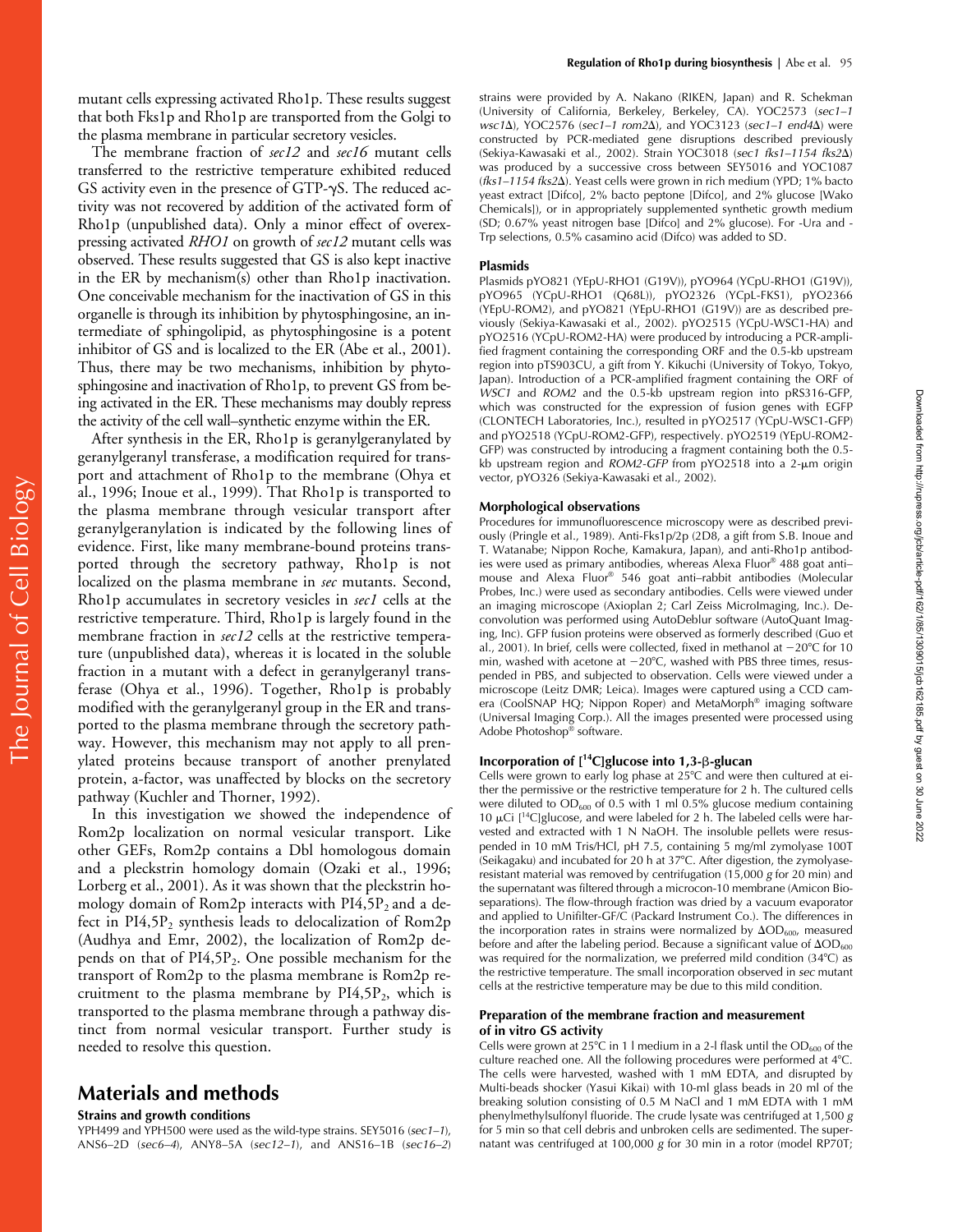mutant cells expressing activated Rho1p. These results suggest that both Fks1p and Rho1p are transported from the Golgi to the plasma membrane in particular secretory vesicles.

The membrane fraction of *sec12* and *sec16* mutant cells transferred to the restrictive temperature exhibited reduced GS activity even in the presence of GTP-γS. The reduced activity was not recovered by addition of the activated form of Rho1p (unpublished data). Only a minor effect of overexpressing activated *RHO1* on growth of *sec12* mutant cells was observed. These results suggested that GS is also kept inactive in the ER by mechanism(s) other than Rho1p inactivation. One conceivable mechanism for the inactivation of GS in this organelle is through its inhibition by phytosphingosine, an intermediate of sphingolipid, as phytosphingosine is a potent inhibitor of GS and is localized to the ER (Abe et al., 2001). Thus, there may be two mechanisms, inhibition by phytosphingosine and inactivation of Rho1p, to prevent GS from being activated in the ER. These mechanisms may doubly repress the activity of the cell wall–synthetic enzyme within the ER.

After synthesis in the ER, Rho1p is geranylgeranylated by geranylgeranyl transferase, a modification required for transport and attachment of Rho1p to the membrane (Ohya et al., 1996; Inoue et al., 1999). That Rho1p is transported to the plasma membrane through vesicular transport after geranylgeranylation is indicated by the following lines of evidence. First, like many membrane-bound proteins transported through the secretory pathway, Rho1p is not localized on the plasma membrane in *sec* mutants. Second, Rho1p accumulates in secretory vesicles in *sec1* cells at the restrictive temperature. Third, Rho1p is largely found in the membrane fraction in *sec12* cells at the restrictive temperature (unpublished data), whereas it is located in the soluble fraction in a mutant with a defect in geranylgeranyl transferase (Ohya et al., 1996). Together, Rho1p is probably modified with the geranylgeranyl group in the ER and transported to the plasma membrane through the secretory pathway. However, this mechanism may not apply to all prenylated proteins because transport of another prenylated protein, a-factor, was unaffected by blocks on the secretory pathway (Kuchler and Thorner, 1992).

In this investigation we showed the independence of Rom2p localization on normal vesicular transport. Like other GEFs, Rom2p contains a Dbl homologous domain and a pleckstrin homology domain (Ozaki et al., 1996; Lorberg et al., 2001). As it was shown that the pleckstrin homology domain of Rom2p interacts with $PI4,5P_2$ and a defect in $PI4,5P_2$ synthesis leads to delocalization of Rom2p (Audhya and Emr, 2002), the localization of Rom2p depends on that of $PI4,5P_2$. One possible mechanism for the transport of Rom2p to the plasma membrane is Rom2p recruitment to the plasma membrane by $PI4,5P_2$, which is transported to the plasma membrane through a pathway distinct from normal vesicular transport. Further study is needed to resolve this question.

## Materials and methods

### Strains and growth conditions

YPH499 and YPH500 were used as the wild-type strains. SEY5016 (*sec1–1*), ANS6–2D (*sec6–4*), ANY8–5A (*sec12–1*), and ANS16–1B (*sec16–2*) strains were provided by A. Nakano (RIKEN, Japan) and R. Schekman (University of California, Berkeley, Berkeley, CA). YOC2573 (*sec1–1 wsc1Δ*), YOC2576 (*sec1–1 rom2Δ*), and YOC3123 (*sec1–1 end4Δ*) were constructed by PCR-mediated gene disruptions described previously (Sekiya-Kawasaki et al., 2002). Strain YOC3018 (*sec1 fks1–1154 fks2Δ*) was produced by a successive cross between SEY5016 and YOC1087 (*fks1–1154 fks2Δ*). Yeast cells were grown in rich medium (YPD; 1% bacto yeast extract [Difco], 2% bacto peptone [Difco], and 2% glucose [Wako Chemicals]), or in appropriately supplemented synthetic growth medium (SD; 0.67% yeast nitrogen base [Difco] and 2% glucose). For -Ura and -Trp selections, 0.5% casamino acid (Difco) was added to SD.

### Plasmids

Plasmids pYO821 (YEpU-RHO1 (G19V)), pYO964 (YCpU-RHO1 (G19V)), pYO965 (YCpU-RHO1 (Q68L)), pYO2326 (YCpL-FKS1), pYO2366 (YEpU-ROM2), and pYO821 (YEpU-RHO1 (G19V)) are as described previously (Sekiya-Kawasaki et al., 2002). pYO2515 (YCpU-WSC1-HA) and pYO2516 (YCpU-ROM2-HA) were produced by introducing a PCR-amplified fragment containing the corresponding ORF and the 0.5-kb upstream region into pTS903CU, a gift from Y. Kikuchi (University of Tokyo, Tokyo, Japan). Introduction of a PCR-amplified fragment containing the ORF of *WSC1* and *ROM2* and the 0.5-kb upstream region into pRS316-GFP, which was constructed for the expression of fusion genes with EGFP (CLONTECH Laboratories, Inc.), resulted in pYO2517 (YCpU-WSC1-GFP) and pYO2518 (YCpU-ROM2-GFP), respectively. pYO2519 (YEpU-ROM2-GFP) was constructed by introducing a fragment containing both the 0.5-kb upstream region and *ROM2-GFP* from pYO2518 into a 2-μm origin vector, pYO326 (Sekiya-Kawasaki et al., 2002).

### Morphological observations

Procedures for immunofluorescence microscopy were as described previously (Pringle et al., 1989). Anti-Fks1p/2p (2D8, a gift from S.B. Inoue and T. Watanabe; Nippon Roche, Kamakura, Japan), and anti-Rho1p antibodies were used as primary antibodies, whereas Alexa Fluor® 488 goat anti–mouse and Alexa Fluor® 546 goat anti–rabbit antibodies (Molecular Probes, Inc.) were used as secondary antibodies. Cells were viewed under an imaging microscope (Axioplan 2; Carl Zeiss MicroImaging, Inc.). Deconvolution was performed using AutoDeblur software (AutoQuant Imaging, Inc). GFP fusion proteins were observed as formerly described (Guo et al., 2001). In brief, cells were collected, fixed in methanol at −20°C for 10 min, washed with acetone at −20°C, washed with PBS three times, resuspended in PBS, and subjected to observation. Cells were viewed under a microscope (Leitz DMR; Leica). Images were captured using a CCD camera (CoolSNAP HQ; Nippon Roper) and MetaMorph® imaging software (Universal Imaging Corp.). All the images presented were processed using Adobe Photoshop® software.

### Incorporation of [$^{14}$C]glucose into 1,3-β-glucan

Cells were grown to early log phase at 25°C and were then cultured at either the permissive or the restrictive temperature for 2 h. The cultured cells were diluted to $OD_{600}$ of 0.5 with 1 ml 0.5% glucose medium containing 10 μCi [$^{14}$C]glucose, and were labeled for 2 h. The labeled cells were harvested and extracted with 1 N NaOH. The insoluble pellets were resuspended in 10 mM Tris/HCl, pH 7.5, containing 5 mg/ml zymolyase 100T (Seikagaku) and incubated for 20 h at 37°C. After digestion, the zymolyase-resistant material was removed by centrifugation (15,000 *g* for 20 min) and the supernatant was filtered through a microcon-10 membrane (Amicon Bioseparations). The flow-through fraction was dried by a vacuum evaporator and applied to Unifilter-GF/C (Packard Instrument Co.). The differences in the incorporation rates in strains were normalized by $\Delta OD_{600}$, measured before and after the labeling period. Because a significant value of $\Delta OD_{600}$ was required for the normalization, we preferred mild condition (34°C) as the restrictive temperature. The small incorporation observed in *sec* mutant cells at the restrictive temperature may be due to this mild condition.

### Preparation of the membrane fraction and measurement of in vitro GS activity

Cells were grown at 25°C in 1 l medium in a 2-l flask until the $OD_{600}$ of the culture reached one. All the following procedures were performed at 4°C. The cells were harvested, washed with 1 mM EDTA, and disrupted by Multi-beads shocker (Yasui Kikai) with 10-ml glass beads in 20 ml of the breaking solution consisting of 0.5 M NaCl and 1 mM EDTA with 1 mM phenylmethylsulfonyl fluoride. The crude lysate was centrifuged at 1,500 *g* for 5 min so that cell debris and unbroken cells are sedimented. The supernatant was centrifuged at 100,000 *g* for 30 min in a rotor (model RP70T;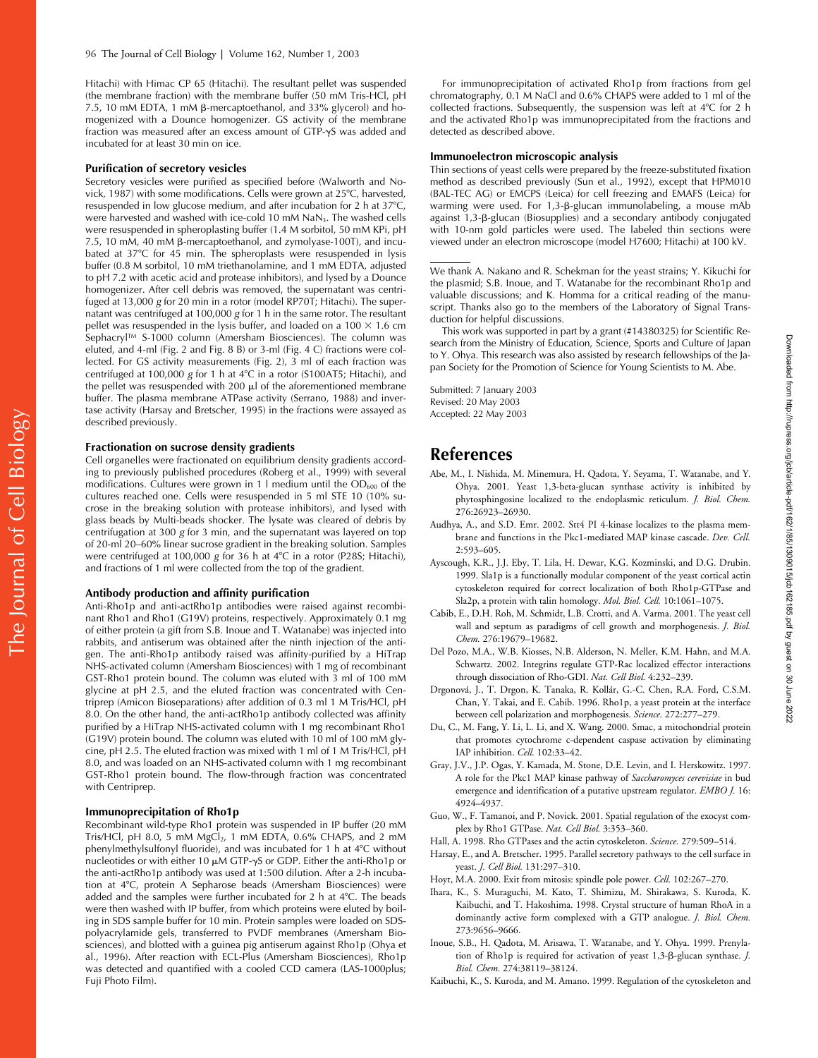Hitachi) with Himac CP 65 (Hitachi). The resultant pellet was suspended (the membrane fraction) with the membrane buffer (50 mM Tris-HCl, pH 7.5, 10 mM EDTA, 1 mM β-mercaptoethanol, and 33% glycerol) and homogenized with a Dounce homogenizer. GS activity of the membrane fraction was measured after an excess amount of GTP-γS was added and incubated for at least 30 min on ice.

#### Purification of secretory vesicles

Secretory vesicles were purified as specified before (Walworth and Novick, 1987) with some modifications. Cells were grown at 25°C, harvested, resuspended in low glucose medium, and after incubation for 2 h at 37°C, were harvested and washed with ice-cold 10 mM $NaN_3$. The washed cells were resuspended in spheroplasting buffer (1.4 M sorbitol, 50 mM KPi, pH 7.5, 10 mM, 40 mM β-mercaptoethanol, and zymolyase-100T), and incubated at 37°C for 45 min. The spheroplasts were resuspended in lysis buffer (0.8 M sorbitol, 10 mM triethanolamine, and 1 mM EDTA, adjusted to pH 7.2 with acetic acid and protease inhibitors), and lysed by a Dounce homogenizer. After cell debris was removed, the supernatant was centrifuged at 13,000 *g* for 20 min in a rotor (model RP70T; Hitachi). The supernatant was centrifuged at 100,000 *g* for 1 h in the same rotor. The resultant pellet was resuspended in the lysis buffer, and loaded on a 100 × 1.6 cm Sephacryl™ S-1000 column (Amersham Biosciences). The column was eluted, and 4-ml (Fig. 2 and Fig. 8 B) or 3-ml (Fig. 4 C) fractions were collected. For GS activity measurements (Fig. 2), 3 ml of each fraction was centrifuged at 100,000 *g* for 1 h at 4°C in a rotor (S100AT5; Hitachi), and the pellet was resuspended with 200 μl of the aforementioned membrane buffer. The plasma membrane ATPase activity (Serrano, 1988) and invertase activity (Harsay and Bretscher, 1995) in the fractions were assayed as described previously.

#### Fractionation on sucrose density gradients

Cell organelles were fractionated on equilibrium density gradients according to previously published procedures (Roberg et al., 1999) with several modifications. Cultures were grown in 1 l medium until the $OD_{600}$ of the cultures reached one. Cells were resuspended in 5 ml STE 10 (10% sucrose in the breaking solution with protease inhibitors), and lysed with glass beads by Multi-beads shocker. The lysate was cleared of debris by centrifugation at 300 *g* for 3 min, and the supernatant was layered on top of 20-ml 20–60% linear sucrose gradient in the breaking solution. Samples were centrifuged at 100,000 *g* for 36 h at 4°C in a rotor (P28S; Hitachi), and fractions of 1 ml were collected from the top of the gradient.

#### Antibody production and affinity purification

Anti-Rho1p and anti-actRho1p antibodies were raised against recombinant Rho1 and Rho1 (G19V) proteins, respectively. Approximately 0.1 mg of either protein (a gift from S.B. Inoue and T. Watanabe) was injected into rabbits, and antiserum was obtained after the ninth injection of the antigen. The anti-Rho1p antibody raised was affinity-purified by a HiTrap NHS-activated column (Amersham Biosciences) with 1 mg of recombinant GST-Rho1 protein bound. The column was eluted with 3 ml of 100 mM glycine at pH 2.5, and the eluted fraction was concentrated with Centriprep (Amicon Bioseparations) after addition of 0.3 ml 1 M Tris/HCl, pH 8.0. On the other hand, the anti-actRho1p antibody collected was affinity purified by a HiTrap NHS-activated column with 1 mg recombinant Rho1 (G19V) protein bound. The column was eluted with 10 ml of 100 mM glycine, pH 2.5. The eluted fraction was mixed with 1 ml of 1 M Tris/HCl, pH 8.0, and was loaded on an NHS-activated column with 1 mg recombinant GST-Rho1 protein bound. The flow-through fraction was concentrated with Centriprep.

#### Immunoprecipitation of Rho1p

Recombinant wild-type Rho1 protein was suspended in IP buffer (20 mM Tris/HCl, pH 8.0, 5 mM $MgCl_2$, 1 mM EDTA, 0.6% CHAPS, and 2 mM phenylmethylsulfonyl fluoride), and was incubated for 1 h at 4°C without nucleotides or with either 10 μM GTP-γS or GDP. Either the anti-Rho1p or the anti-actRho1p antibody was used at 1:500 dilution. After a 2-h incubation at 4°C, protein A Sepharose beads (Amersham Biosciences) were added and the samples were further incubated for 2 h at 4°C. The beads were then washed with IP buffer, from which proteins were eluted by boiling in SDS sample buffer for 10 min. Protein samples were loaded on SDS-polyacrylamide gels, transferred to PVDF membranes (Amersham Biosciences), and blotted with a guinea pig antiserum against Rho1p (Ohya et al., 1996). After reaction with ECL-Plus (Amersham Biosciences), Rho1p was detected and quantified with a cooled CCD camera (LAS-1000plus; Fuji Photo Film).

For immunoprecipitation of activated Rho1p from fractions from gel chromatography, 0.1 M NaCl and 0.6% CHAPS were added to 1 ml of the collected fractions. Subsequently, the suspension was left at 4°C for 2 h and the activated Rho1p was immunoprecipitated from the fractions and detected as described above.

#### Immunoelectron microscopic analysis

Thin sections of yeast cells were prepared by the freeze-substituted fixation method as described previously (Sun et al., 1992), except that HPM010 (BAL-TEC AG) or EMCPS (Leica) for cell freezing and EMAFS (Leica) for warming were used. For 1,3-β-glucan immunolabeling, a mouse mAb against 1,3-β-glucan (Biosupplies) and a secondary antibody conjugated with 10-nm gold particles were used. The labeled thin sections were viewed under an electron microscope (model H7600; Hitachi) at 100 kV.

---

We thank A. Nakano and R. Schekman for the yeast strains; Y. Kikuchi for the plasmid; S.B. Inoue, and T. Watanabe for the recombinant Rho1p and valuable discussions; and K. Homma for a critical reading of the manuscript. Thanks also go to the members of the Laboratory of Signal Transduction for helpful discussions.

This work was supported in part by a grant (#14380325) for Scientific Research from the Ministry of Education, Science, Sports and Culture of Japan to Y. Ohya. This research was also assisted by research fellowships of the Japan Society for the Promotion of Science for Young Scientists to M. Abe.

Submitted: 7 January 2003
Revised: 20 May 2003
Accepted: 22 May 2003

## References

Abe, M., I. Nishida, M. Minemura, H. Qadota, Y. Seyama, T. Watanabe, and Y. Ohya. 2001. Yeast 1,3-beta-glucan synthase activity is inhibited by phytosphingosine localized to the endoplasmic reticulum. *J. Biol. Chem.* 276:26923–26930.

Audhya, A., and S.D. Emr. 2002. Stt4 PI 4-kinase localizes to the plasma membrane and functions in the Pkc1-mediated MAP kinase cascade. *Dev. Cell.* 2:593–605.

Ayscough, K.R., J.J. Eby, T. Lila, H. Dewar, K.G. Kozminski, and D.G. Drubin. 1999. Sla1p is a functionally modular component of the yeast cortical actin cytoskeleton required for correct localization of both Rho1p-GTPase and Sla2p, a protein with talin homology. *Mol. Biol. Cell.* 10:1061–1075.

Cabib, E., D.H. Roh, M. Schmidt, L.B. Crotti, and A. Varma. 2001. The yeast cell wall and septum as paradigms of cell growth and morphogenesis. *J. Biol. Chem.* 276:19679–19682.

Del Pozo, M.A., W.B. Kiosses, N.B. Alderson, N. Meller, K.M. Hahn, and M.A. Schwartz. 2002. Integrins regulate GTP-Rac localized effector interactions through dissociation of Rho-GDI. *Nat. Cell Biol.* 4:232–239.

Drgonová, J., T. Drgon, K. Tanaka, R. Kollár, G.-C. Chen, R.A. Ford, C.S.M. Chan, Y. Takai, and E. Cabib. 1996. Rho1p, a yeast protein at the interface between cell polarization and morphogenesis. *Science.* 272:277–279.

Du, C., M. Fang, Y. Li, L. Li, and X. Wang. 2000. Smac, a mitochondrial protein that promotes cytochrome c-dependent caspase activation by eliminating IAP inhibition. *Cell.* 102:33–42.

Gray, J.V., J.P. Ogas, Y. Kamada, M. Stone, D.E. Levin, and I. Herskowitz. 1997. A role for the Pkc1 MAP kinase pathway of *Saccharomyces cerevisiae* in bud emergence and identification of a putative upstream regulator. *EMBO J.* 16:4924–4937.

Guo, W., F. Tamanoi, and P. Novick. 2001. Spatial regulation of the exocyst complex by Rho1 GTPase. *Nat. Cell Biol.* 3:353–360.

Hall, A. 1998. Rho GTPases and the actin cytoskeleton. *Science.* 279:509–514.

Harsay, E., and A. Bretscher. 1995. Parallel secretory pathways to the cell surface in yeast. *J. Cell Biol.* 131:297–310.

Hoyt, M.A. 2000. Exit from mitosis: spindle pole power. *Cell.* 102:267–270.

Ihara, K., S. Muraguchi, M. Kato, T. Shimizu, M. Shirakawa, S. Kuroda, K. Kaibuchi, and T. Hakoshima. 1998. Crystal structure of human RhoA in a dominantly active form complexed with a GTP analogue. *J. Biol. Chem.* 273:9656–9666.

Inoue, S.B., H. Qadota, M. Arisawa, T. Watanabe, and Y. Ohya. 1999. Prenylation of Rho1p is required for activation of yeast 1,3-β-glucan synthase. *J. Biol. Chem.* 274:38119–38124.

Kaibuchi, K., S. Kuroda, and M. Amano. 1999. Regulation of the cytoskeleton and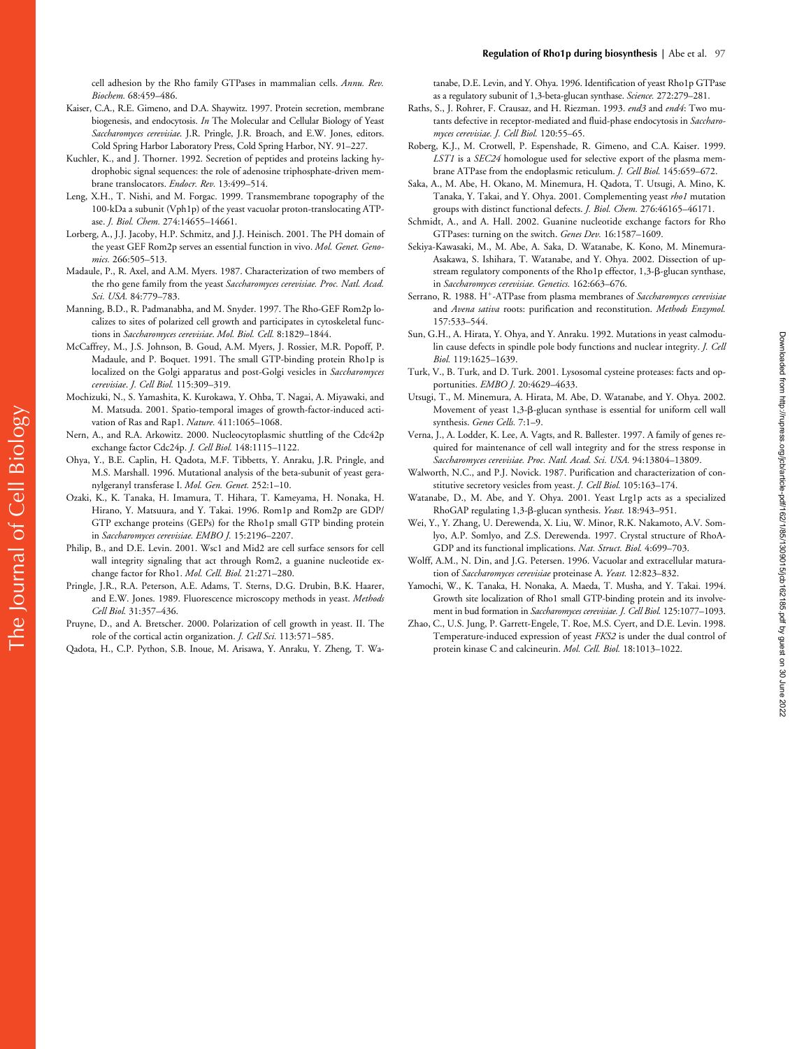cell adhesion by the Rho family GTPases in mammalian cells. *Annu. Rev. Biochem.* 68:459–486.

Kaiser, C.A., R.E. Gimeno, and D.A. Shaywitz. 1997. Protein secretion, membrane biogenesis, and endocytosis. *In* The Molecular and Cellular Biology of Yeast *Saccharomyces cerevisiae*. J.R. Pringle, J.R. Broach, and E.W. Jones, editors. Cold Spring Harbor Laboratory Press, Cold Spring Harbor, NY. 91–227.

Kuchler, K., and J. Thorner. 1992. Secretion of peptides and proteins lacking hydrophobic signal sequences: the role of adenosine triphosphate-driven membrane translocators. *Endocr. Rev.* 13:499–514.

Leng, X.H., T. Nishi, and M. Forgac. 1999. Transmembrane topography of the 100-kDa a subunit (Vph1p) of the yeast vacuolar proton-translocating ATPase. *J. Biol. Chem.* 274:14655–14661.

Lorberg, A., J.J. Jacoby, H.P. Schmitz, and J.J. Heinisch. 2001. The PH domain of the yeast GEF Rom2p serves an essential function in vivo. *Mol. Genet. Genomics.* 266:505–513.

Madaule, P., R. Axel, and A.M. Myers. 1987. Characterization of two members of the rho gene family from the yeast *Saccharomyces cerevisiae*. *Proc. Natl. Acad. Sci. USA.* 84:779–783.

Manning, B.D., R. Padmanabha, and M. Snyder. 1997. The Rho-GEF Rom2p localizes to sites of polarized cell growth and participates in cytoskeletal functions in *Saccharomyces cerevisiae*. *Mol. Biol. Cell.* 8:1829–1844.

McCaffrey, M., J.S. Johnson, B. Goud, A.M. Myers, J. Rossier, M.R. Popoff, P. Madaule, and P. Boquet. 1991. The small GTP-binding protein Rho1p is localized on the Golgi apparatus and post-Golgi vesicles in *Saccharomyces cerevisiae*. *J. Cell Biol.* 115:309–319.

Mochizuki, N., S. Yamashita, K. Kurokawa, Y. Ohba, T. Nagai, A. Miyawaki, and M. Matsuda. 2001. Spatio-temporal images of growth-factor-induced activation of Ras and Rap1. *Nature.* 411:1065–1068.

Nern, A., and R.A. Arkowitz. 2000. Nucleocytoplasmic shuttling of the Cdc42p exchange factor Cdc24p. *J. Cell Biol.* 148:1115–1122.

Ohya, Y., B.E. Caplin, H. Qadota, M.F. Tibbetts, Y. Anraku, J.R. Pringle, and M.S. Marshall. 1996. Mutational analysis of the beta-subunit of yeast geranylgeranyl transferase I. *Mol. Gen. Genet.* 252:1–10.

Ozaki, K., K. Tanaka, H. Imamura, T. Hihara, T. Kameyama, H. Nonaka, H. Hirano, Y. Matsuura, and Y. Takai. 1996. Rom1p and Rom2p are GDP/GTP exchange proteins (GEPs) for the Rho1p small GTP binding protein in *Saccharomyces cerevisiae*. *EMBO J.* 15:2196–2207.

Philip, B., and D.E. Levin. 2001. Wsc1 and Mid2 are cell surface sensors for cell wall integrity signaling that act through Rom2, a guanine nucleotide exchange factor for Rho1. *Mol. Cell. Biol.* 21:271–280.

Pringle, J.R., R.A. Peterson, A.E. Adams, T. Sterns, D.G. Drubin, B.K. Haarer, and E.W. Jones. 1989. Fluorescence microscopy methods in yeast. *Methods Cell Biol.* 31:357–436.

Pruyne, D., and A. Bretscher. 2000. Polarization of cell growth in yeast. II. The role of the cortical actin organization. *J. Cell Sci.* 113:571–585.

Qadota, H., C.P. Python, S.B. Inoue, M. Arisawa, Y. Anraku, Y. Zheng, T. Watanabe, D.E. Levin, and Y. Ohya. 1996. Identification of yeast Rho1p GTPase as a regulatory subunit of 1,3-beta-glucan synthase. *Science.* 272:279–281.

Raths, S., J. Rohrer, F. Crausaz, and H. Riezman. 1993. *end3* and *end4*: Two mutants defective in receptor-mediated and fluid-phase endocytosis in *Saccharomyces cerevisiae*. *J. Cell Biol.* 120:55–65.

Roberg, K.J., M. Crotwell, P. Espenshade, R. Gimeno, and C.A. Kaiser. 1999. *LST1* is a *SEC24* homologue used for selective export of the plasma membrane ATPase from the endoplasmic reticulum. *J. Cell Biol.* 145:659–672.

Saka, A., M. Abe, H. Okano, M. Minemura, H. Qadota, T. Utsugi, A. Mino, K. Tanaka, Y. Takai, and Y. Ohya. 2001. Complementing yeast *rho1* mutation groups with distinct functional defects. *J. Biol. Chem.* 276:46165–46171.

Schmidt, A., and A. Hall. 2002. Guanine nucleotide exchange factors for Rho GTPases: turning on the switch. *Genes Dev.* 16:1587–1609.

Sekiya-Kawasaki, M., M. Abe, A. Saka, D. Watanabe, K. Kono, M. Minemura-Asakawa, S. Ishihara, T. Watanabe, and Y. Ohya. 2002. Dissection of upstream regulatory components of the Rho1p effector, 1,3-β-glucan synthase, in *Saccharomyces cerevisiae*. *Genetics.* 162:663–676.

Serrano, R. 1988. $H^+$-ATPase from plasma membranes of *Saccharomyces cerevisiae* and *Avena sativa* roots: purification and reconstitution. *Methods Enzymol.* 157:533–544.

Sun, G.H., A. Hirata, Y. Ohya, and Y. Anraku. 1992. Mutations in yeast calmodulin cause defects in spindle pole body functions and nuclear integrity. *J. Cell Biol.* 119:1625–1639.

Turk, V., B. Turk, and D. Turk. 2001. Lysosomal cysteine proteases: facts and opportunities. *EMBO J.* 20:4629–4633.

Utsugi, T., M. Minemura, A. Hirata, M. Abe, D. Watanabe, and Y. Ohya. 2002. Movement of yeast 1,3-β-glucan synthase is essential for uniform cell wall synthesis. *Genes Cells.* 7:1–9.

Verna, J., A. Lodder, K. Lee, A. Vagts, and R. Ballester. 1997. A family of genes required for maintenance of cell wall integrity and for the stress response in *Saccharomyces cerevisiae*. *Proc. Natl. Acad. Sci. USA.* 94:13804–13809.

Walworth, N.C., and P.J. Novick. 1987. Purification and characterization of constitutive secretory vesicles from yeast. *J. Cell Biol.* 105:163–174.

Watanabe, D., M. Abe, and Y. Ohya. 2001. Yeast Lrg1p acts as a specialized RhoGAP regulating 1,3-β-glucan synthesis. *Yeast.* 18:943–951.

Wei, Y., Y. Zhang, U. Derewenda, X. Liu, W. Minor, R.K. Nakamoto, A.V. Somlyo, A.P. Somlyo, and Z.S. Derewenda. 1997. Crystal structure of RhoA-GDP and its functional implications. *Nat. Struct. Biol.* 4:699–703.

Wolff, A.M., N. Din, and J.G. Petersen. 1996. Vacuolar and extracellular maturation of *Saccharomyces cerevisiae* proteinase A. *Yeast.* 12:823–832.

Yamochi, W., K. Tanaka, H. Nonaka, A. Maeda, T. Musha, and Y. Takai. 1994. Growth site localization of Rho1 small GTP-binding protein and its involvement in bud formation in *Saccharomyces cerevisiae*. *J. Cell Biol.* 125:1077–1093.

Zhao, C., U.S. Jung, P. Garrett-Engele, T. Roe, M.S. Cyert, and D.E. Levin. 1998. Temperature-induced expression of yeast *FKS2* is under the dual control of protein kinase C and calcineurin. *Mol. Cell. Biol.* 18:1013–1022.